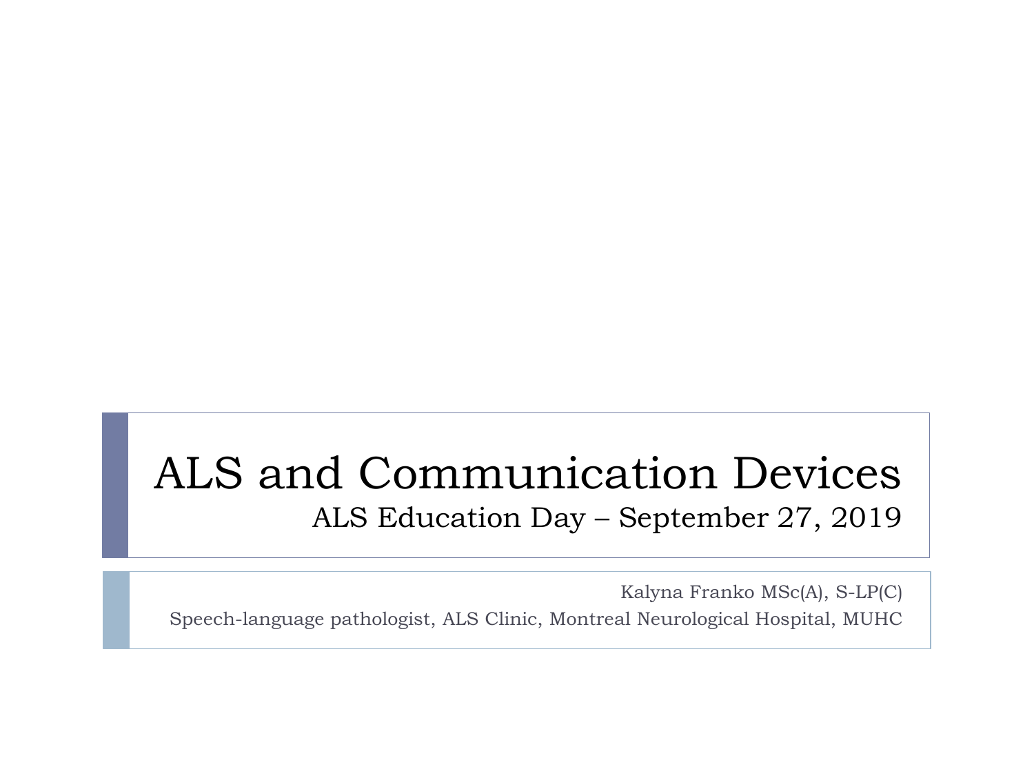# ALS and Communication Devices

## ALS Education Day – September 27, 2019

Kalyna Franko MSc(A), S-LP(C)

Speech-language pathologist, ALS Clinic, Montreal Neurological Hospital, MUHC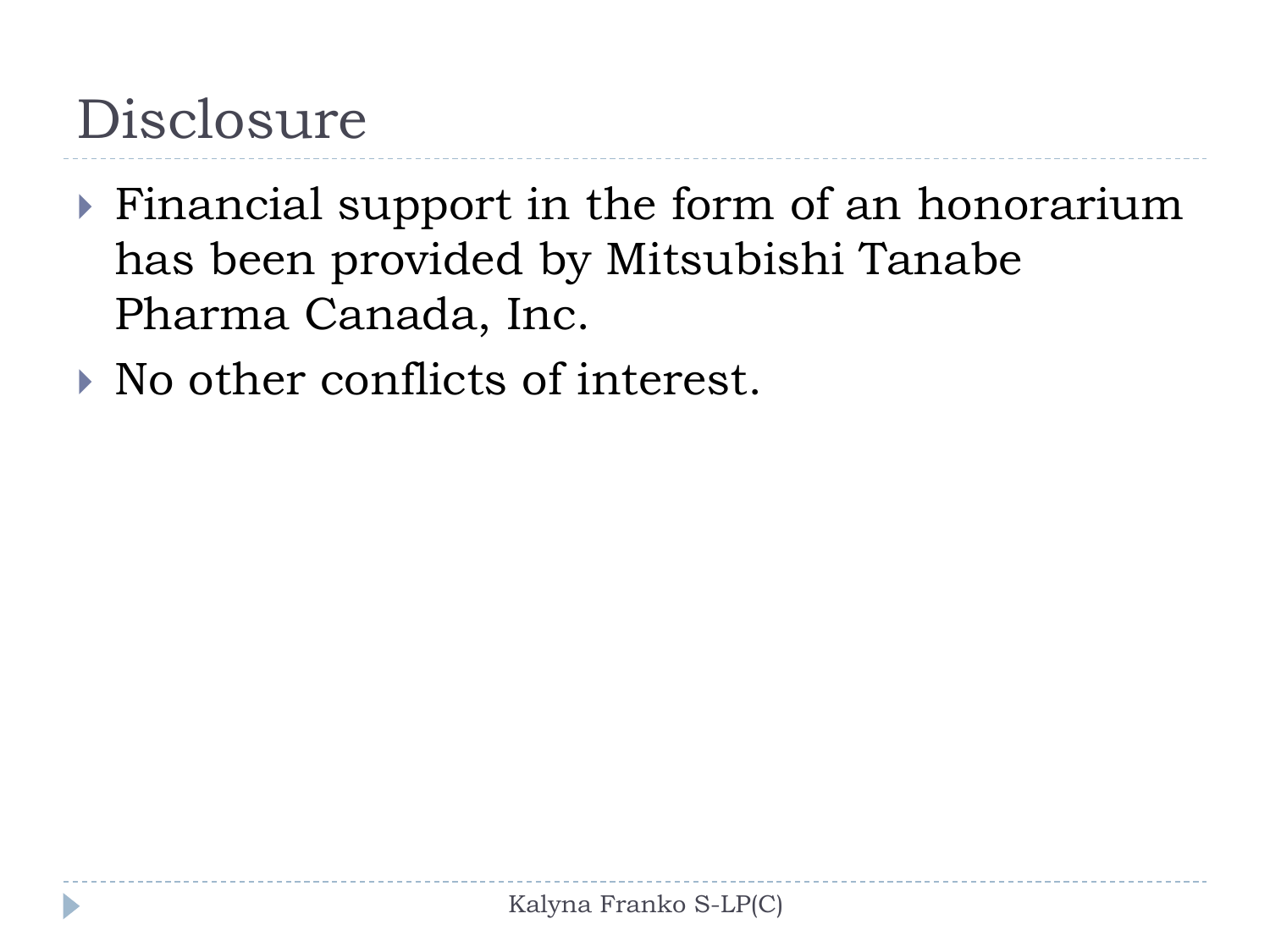# Disclosure

- Financial support in the form of an honorarium has been provided by Mitsubishi Tanabe Pharma Canada, Inc.
- No other conflicts of interest.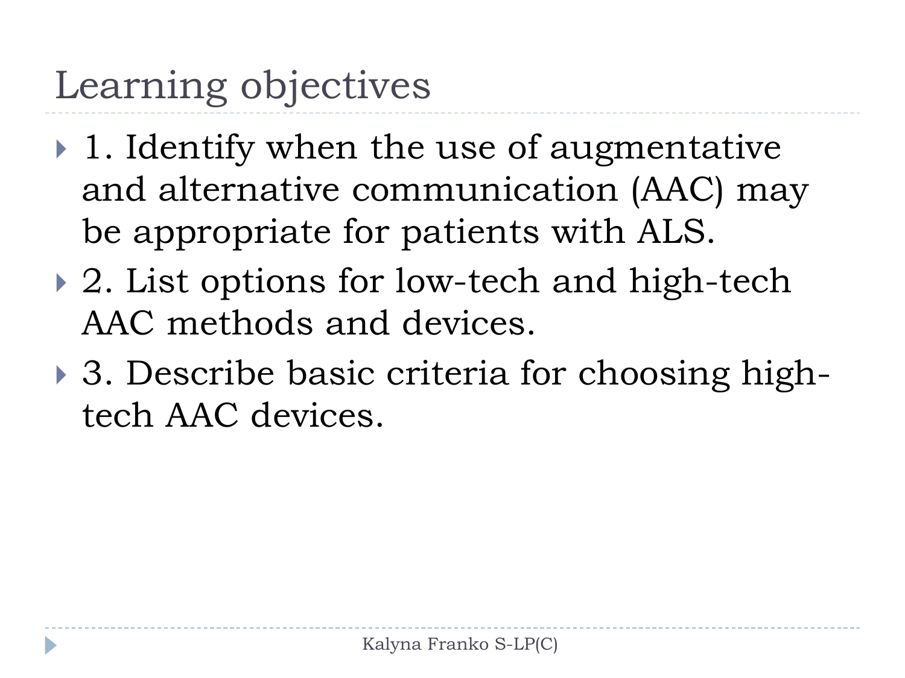# Learning objectives

- 1. Identify when the use of augmentative and alternative communication (AAC) may be appropriate for patients with ALS.
- 2. List options for low-tech and high-tech AAC methods and devices.
- 3. Describe basic criteria for choosing high-tech AAC devices.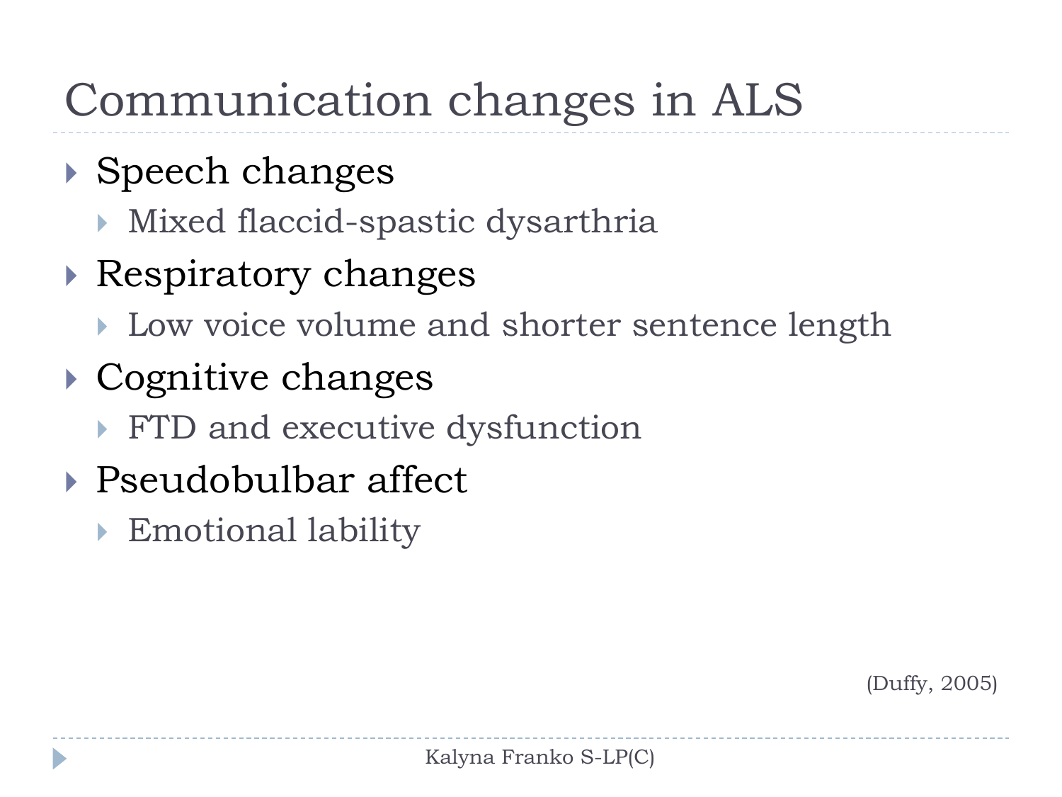# Communication changes in ALS

- Speech changes
  - Mixed flaccid-spastic dysarthria
- Respiratory changes
  - Low voice volume and shorter sentence length
- Cognitive changes
  - FTD and executive dysfunction
- Pseudobulbar affect
  - Emotional lability

(Duffy, 2005)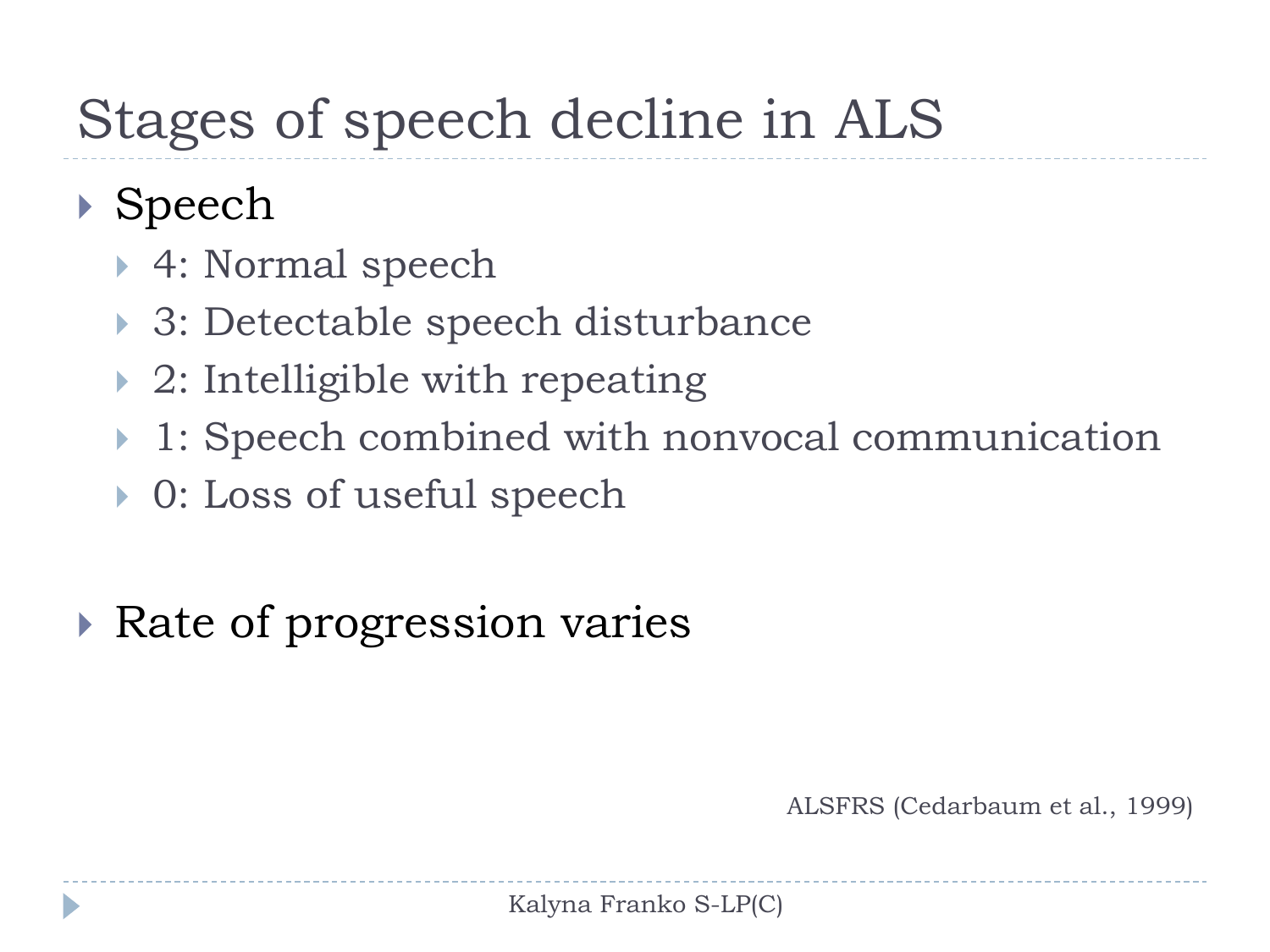# Stages of speech decline in ALS

- Speech
  - 4: Normal speech
  - 3: Detectable speech disturbance
  - 2: Intelligible with repeating
  - 1: Speech combined with nonvocal communication
  - 0: Loss of useful speech

- Rate of progression varies

ALSFRS (Cedarbaum et al., 1999)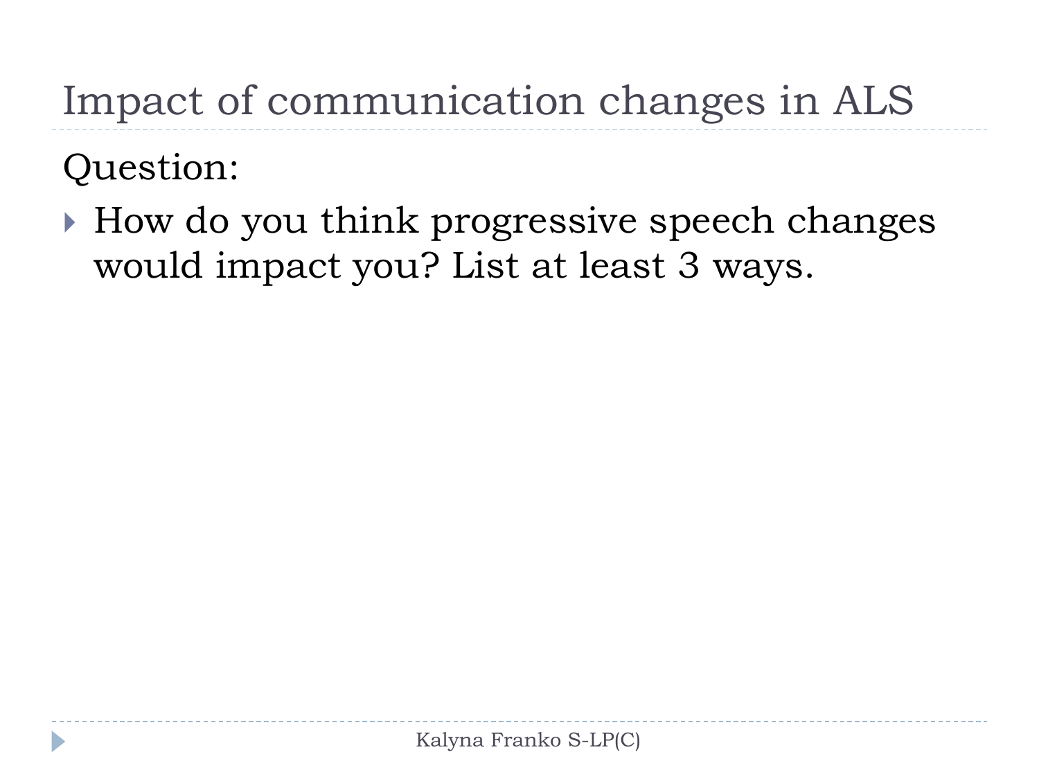# Impact of communication changes in ALS

Question:

- How do you think progressive speech changes would impact you? List at least 3 ways.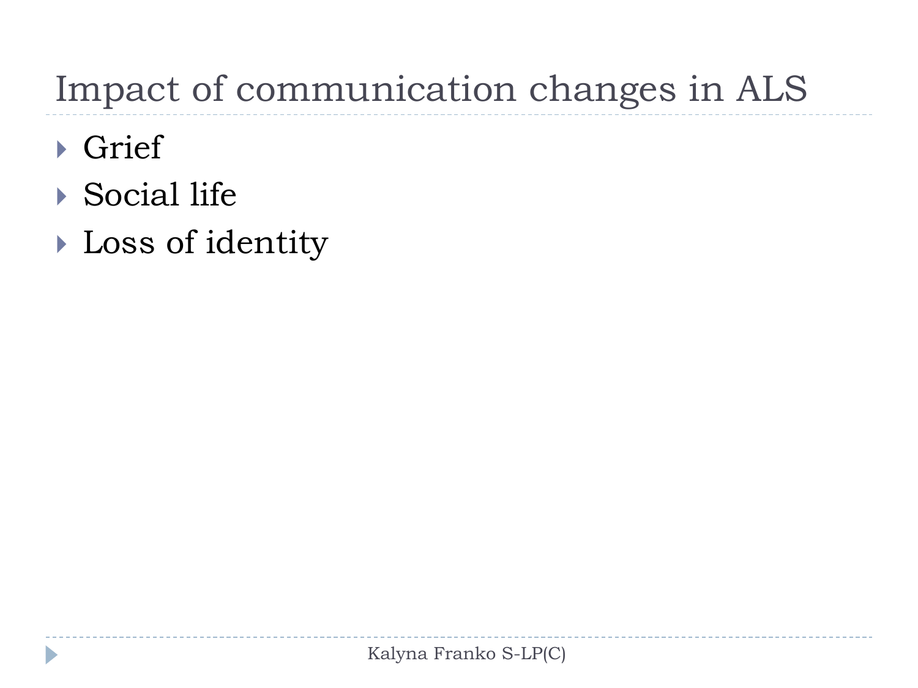# Impact of communication changes in ALS

- Grief
- Social life
- Loss of identity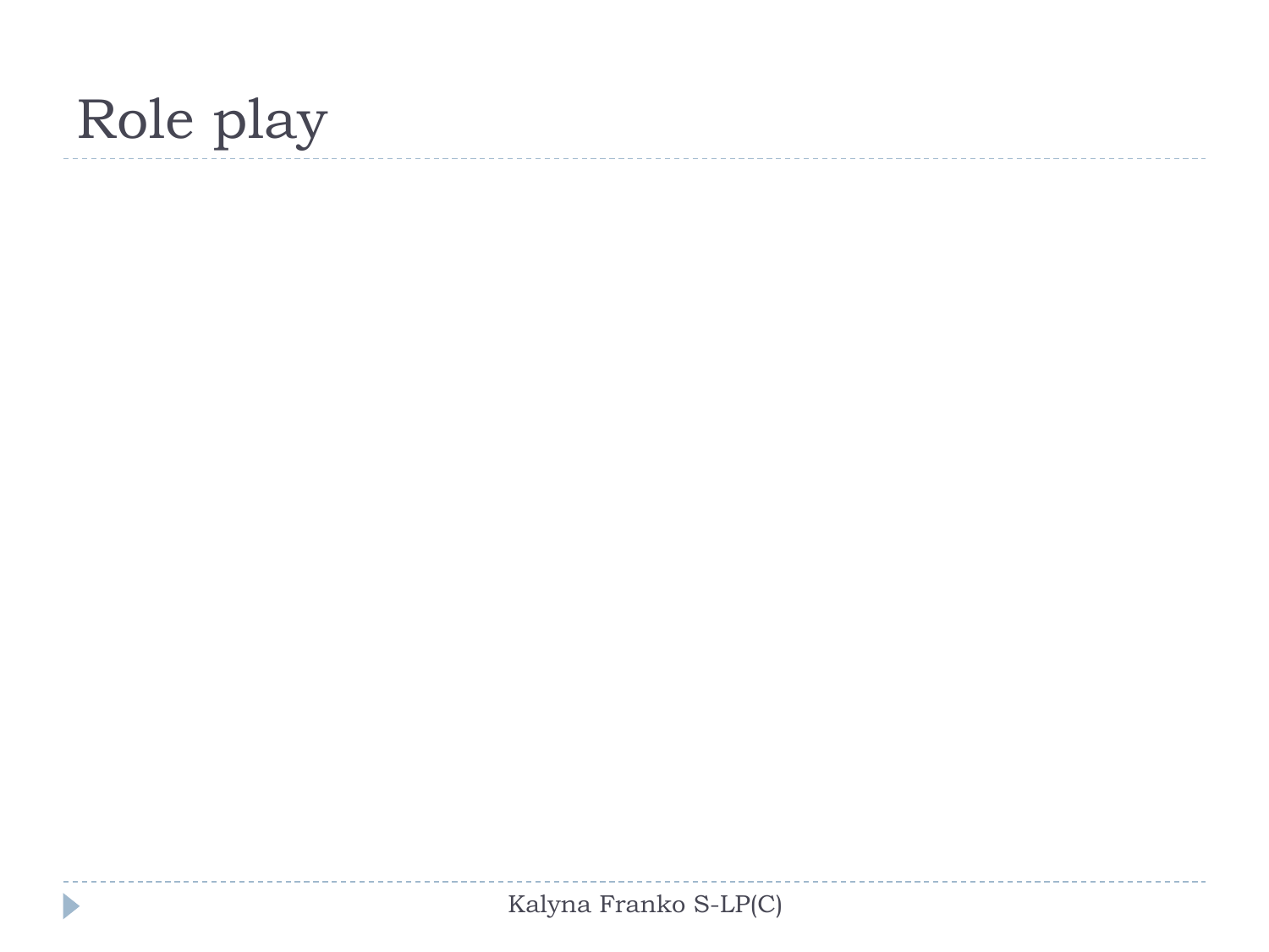# Role play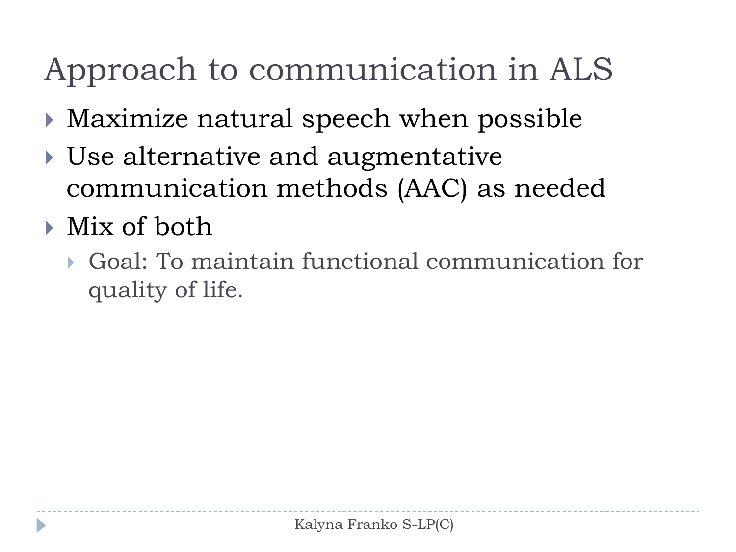# Approach to communication in ALS

- Maximize natural speech when possible
- Use alternative and augmentative communication methods (AAC) as needed
- Mix of both
  - Goal: To maintain functional communication for quality of life.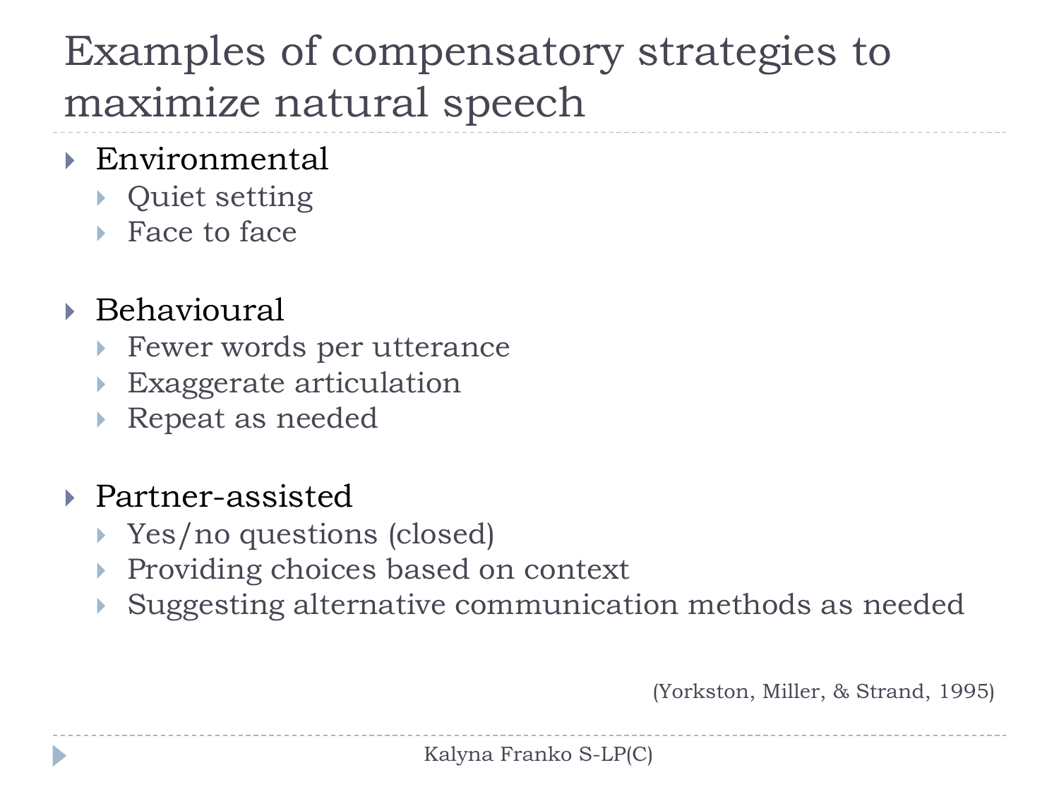# Examples of compensatory strategies to maximize natural speech

- Environmental
  - Quiet setting
  - Face to face

- Behavioural
  - Fewer words per utterance
  - Exaggerate articulation
  - Repeat as needed

- Partner-assisted
  - Yes/no questions (closed)
  - Providing choices based on context
  - Suggesting alternative communication methods as needed

(Yorkston, Miller, & Strand, 1995)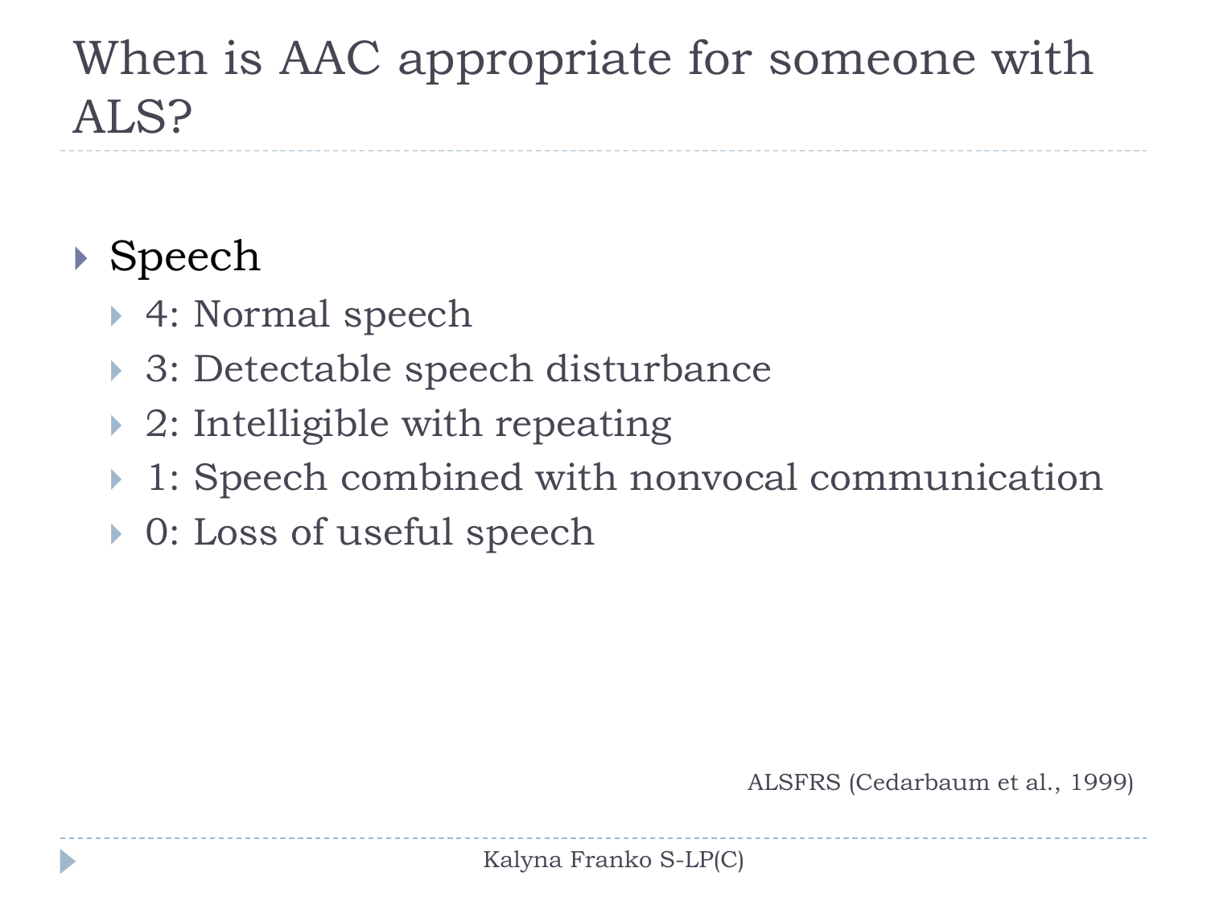# When is AAC appropriate for someone with ALS?

- Speech
  - 4: Normal speech
  - 3: Detectable speech disturbance
  - 2: Intelligible with repeating
  - 1: Speech combined with nonvocal communication
  - 0: Loss of useful speech

ALSFRS (Cedarbaum et al., 1999)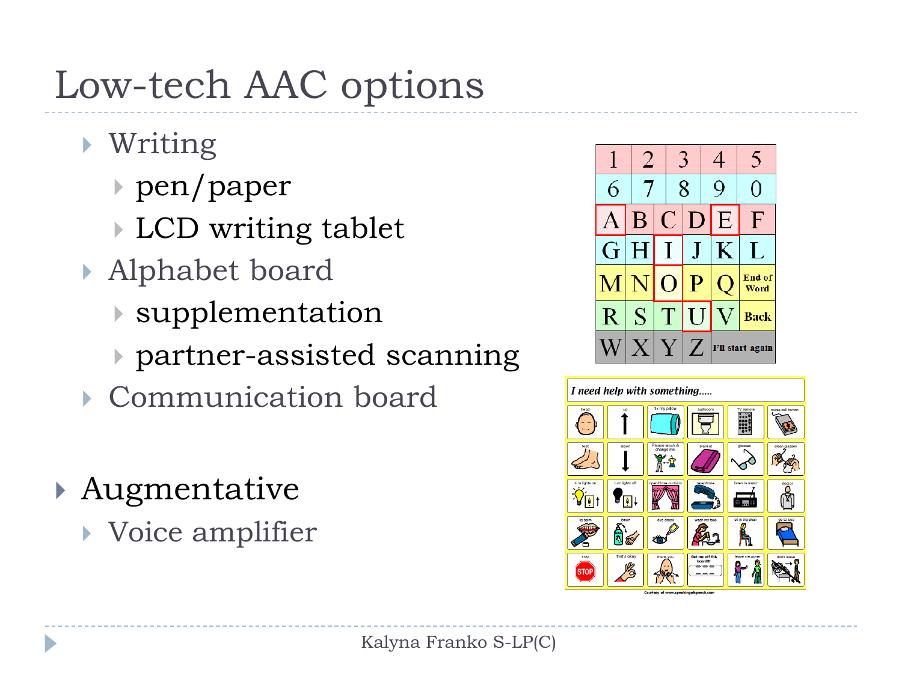# Low-tech AAC options

- Writing
  - pen/paper
  - LCD writing tablet
- Alphabet board
  - supplementation
  - partner-assisted scanning
- Communication board

- Augmentative
  - Voice amplifier

| 1 | 2 | 3 | 4 | 5 | |
|---|---|---|---|---|---|
| 6 | 7 | 8 | 9 | 0 | |
| A | B | C | D | E | F |
| G | H | I | J | K | L |
| M | N | O | P | Q | End of Word |
| R | S | T | U | V | Back |
| W | X | Y | Z | I'll start again | |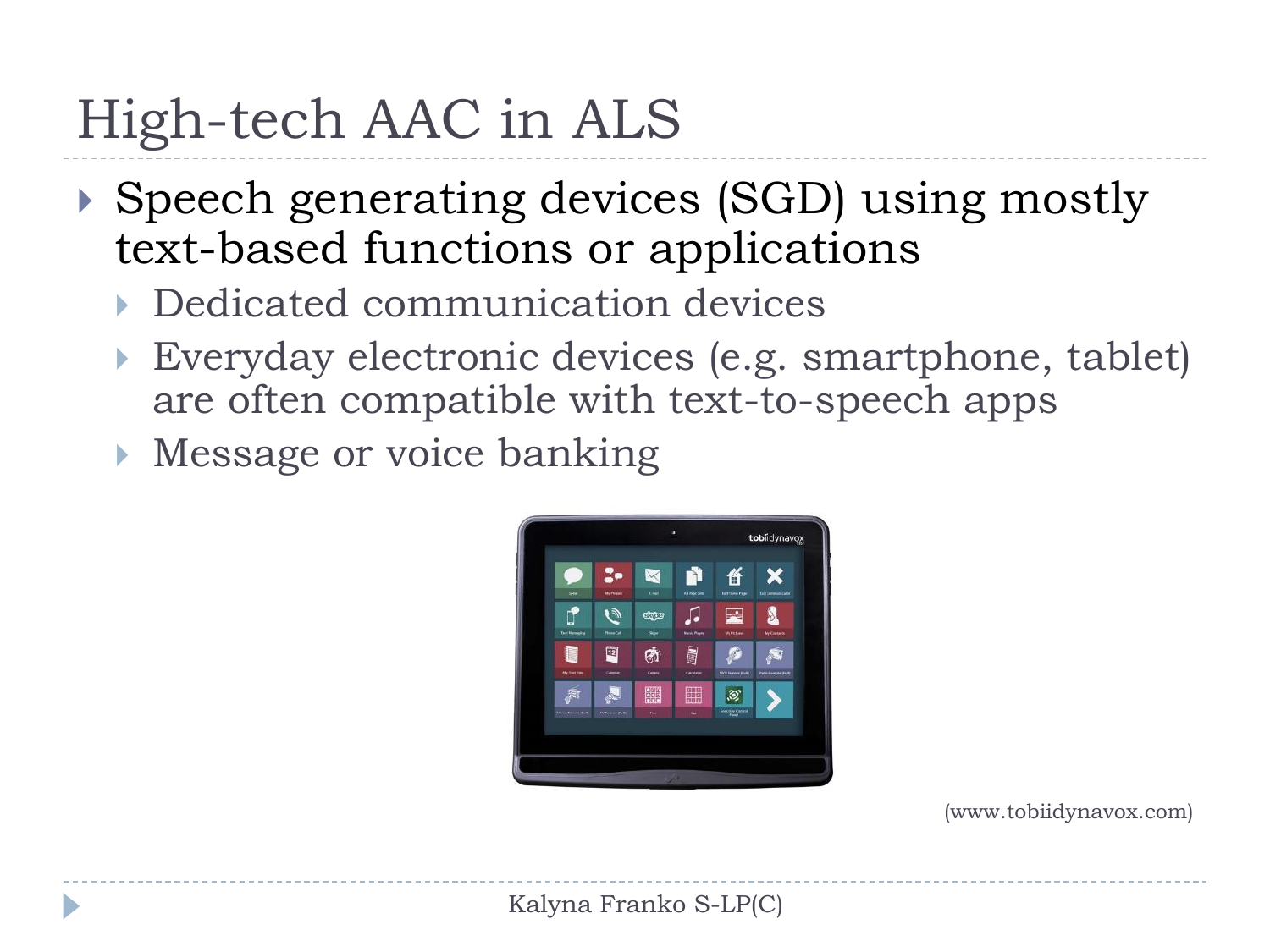# High-tech AAC in ALS

- Speech generating devices (SGD) using mostly text-based functions or applications
  - Dedicated communication devices
  - Everyday electronic devices (e.g. smartphone, tablet) are often compatible with text-to-speech apps
  - Message or voice banking

(www.tobiidynavox.com)

Kalyna Franko S-LP(C)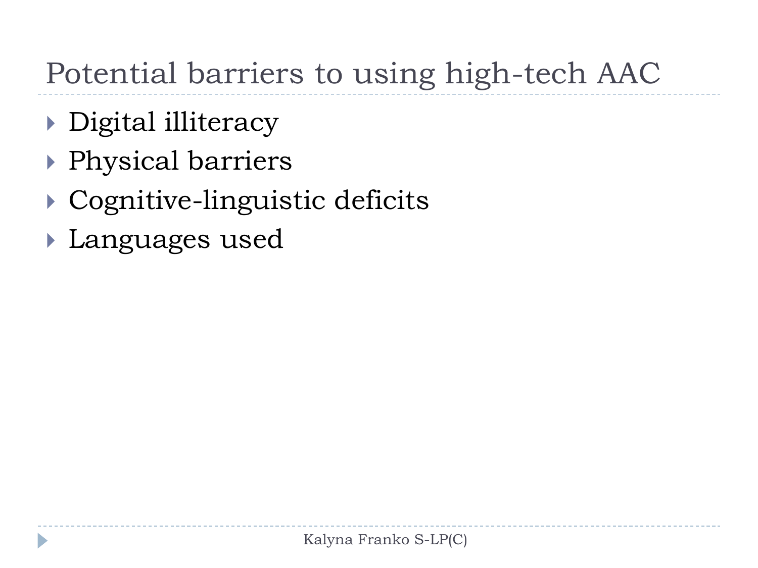# Potential barriers to using high-tech AAC

- Digital illiteracy
- Physical barriers
- Cognitive-linguistic deficits
- Languages used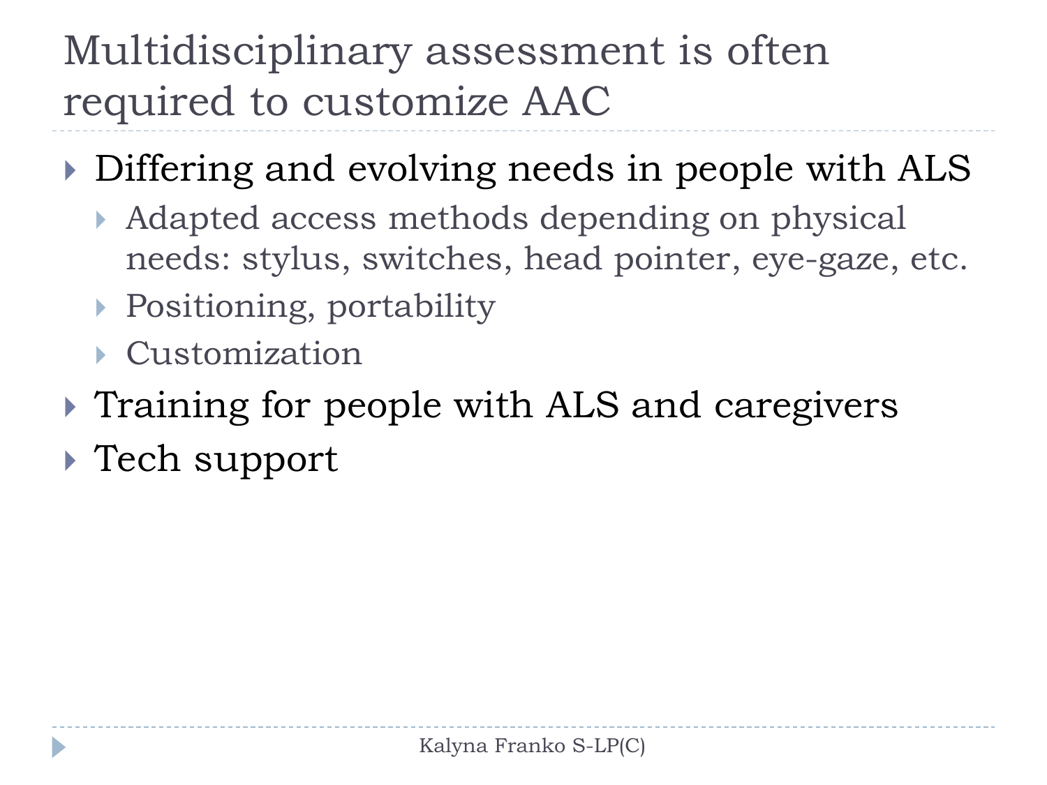# Multidisciplinary assessment is often required to customize AAC

- Differing and evolving needs in people with ALS
  - Adapted access methods depending on physical needs: stylus, switches, head pointer, eye-gaze, etc.
  - Positioning, portability
  - Customization
- Training for people with ALS and caregivers
- Tech support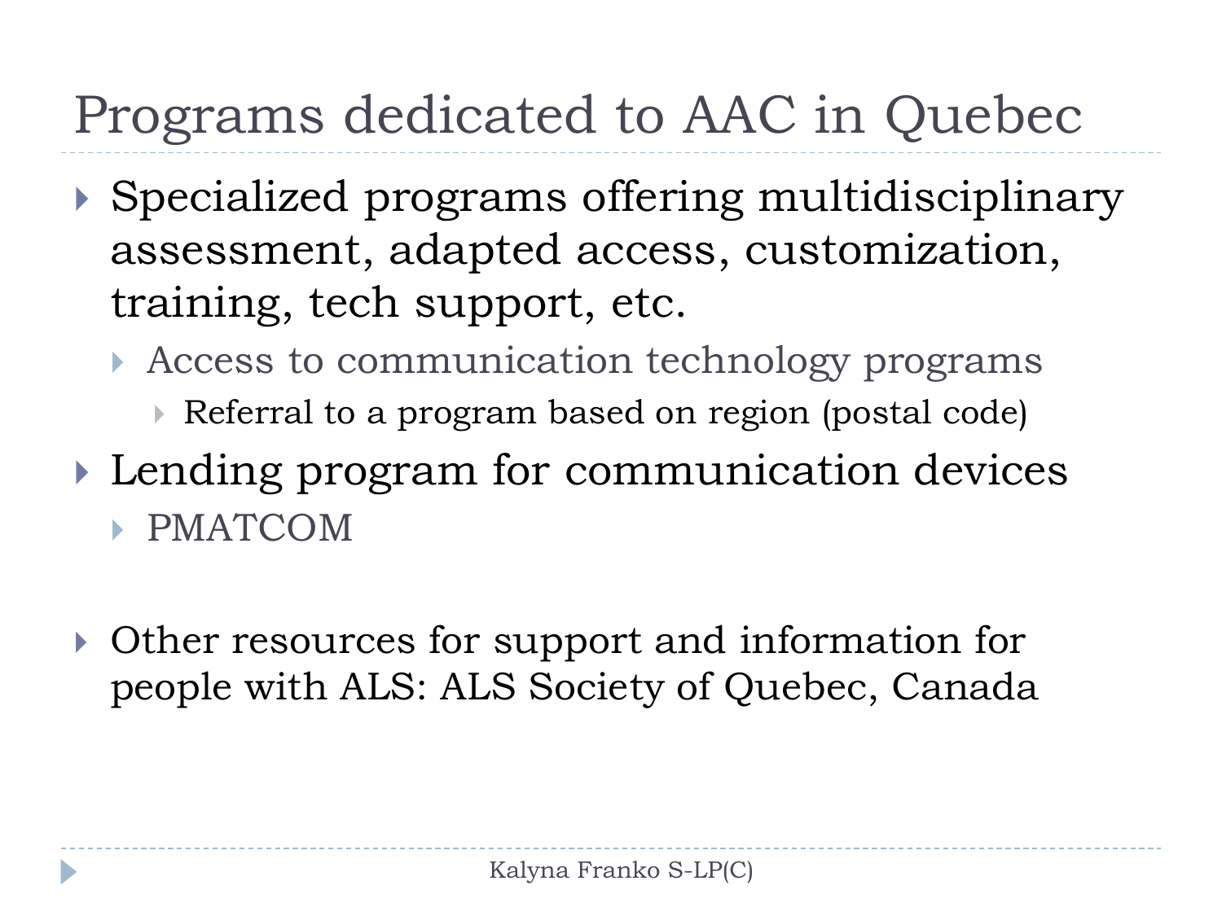# Programs dedicated to AAC in Quebec

- Specialized programs offering multidisciplinary assessment, adapted access, customization, training, tech support, etc.
  - Access to communication technology programs
    - Referral to a program based on region (postal code)
- Lending program for communication devices
  - PMATCOM
- Other resources for support and information for people with ALS: ALS Society of Quebec, Canada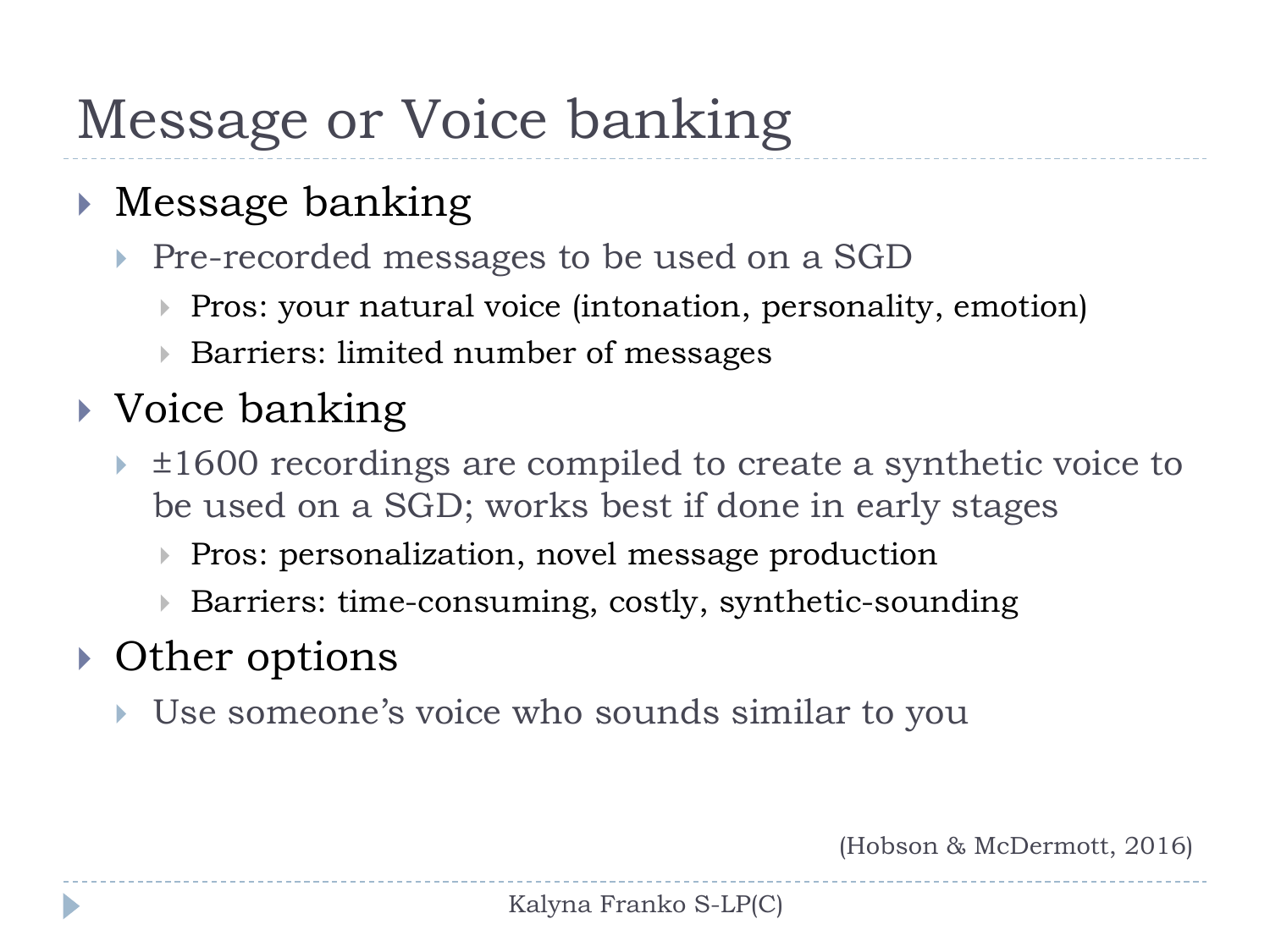# Message or Voice banking

- Message banking
  - Pre-recorded messages to be used on a SGD
    - Pros: your natural voice (intonation, personality, emotion)
    - Barriers: limited number of messages
- Voice banking
  - ±1600 recordings are compiled to create a synthetic voice to be used on a SGD; works best if done in early stages
    - Pros: personalization, novel message production
    - Barriers: time-consuming, costly, synthetic-sounding
- Other options
  - Use someone's voice who sounds similar to you

(Hobson & McDermott, 2016)

Kalyna Franko S-LP(C)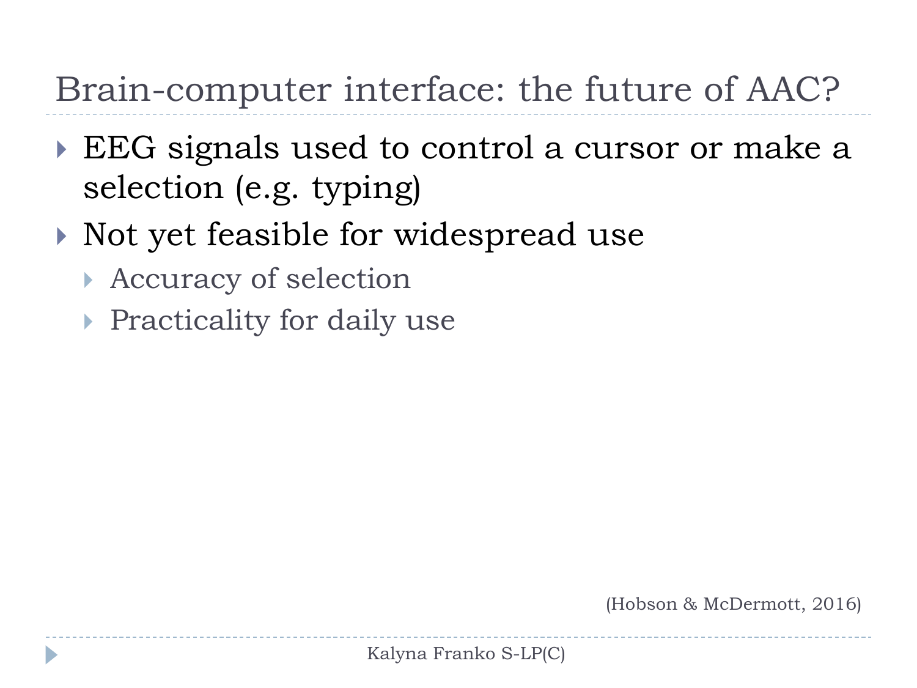# Brain-computer interface: the future of AAC?

- EEG signals used to control a cursor or make a selection (e.g. typing)
- Not yet feasible for widespread use
  - Accuracy of selection
  - Practicality for daily use

(Hobson & McDermott, 2016)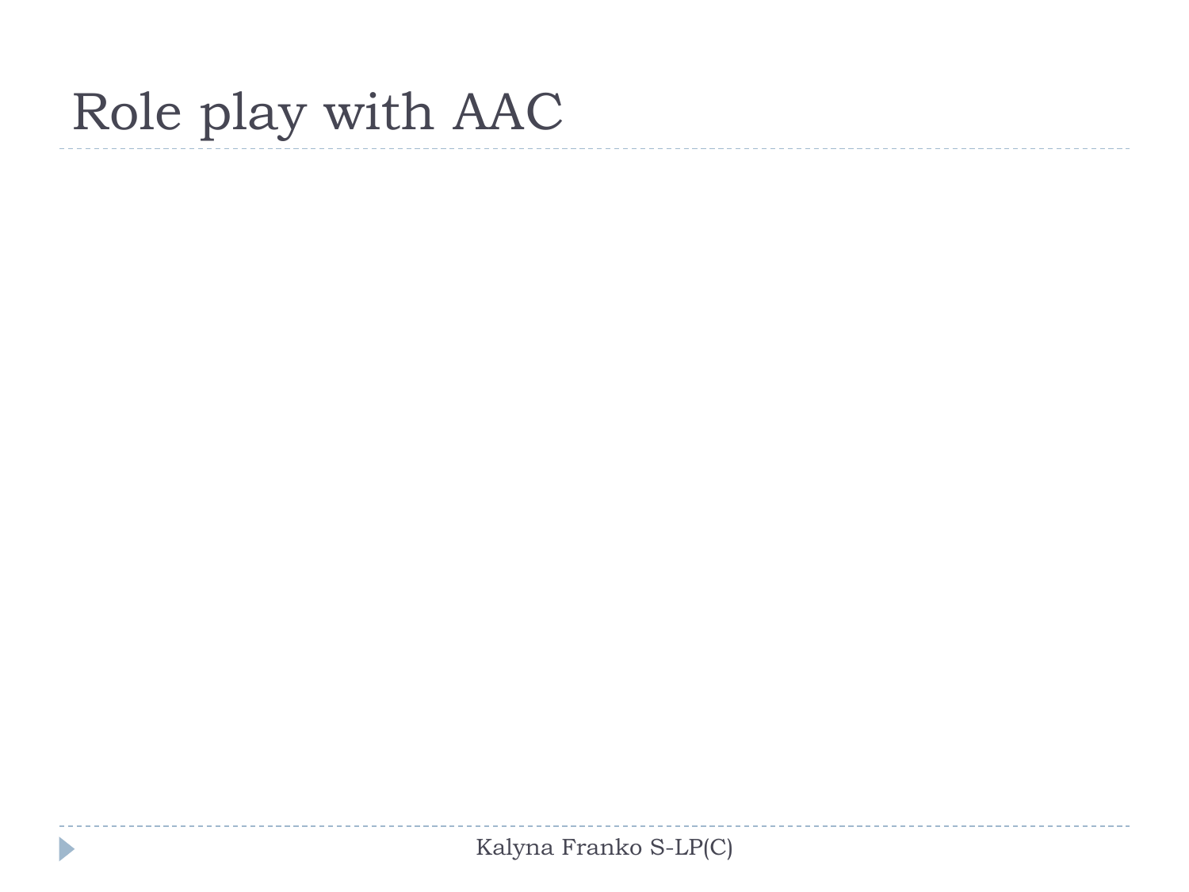# Role play with AAC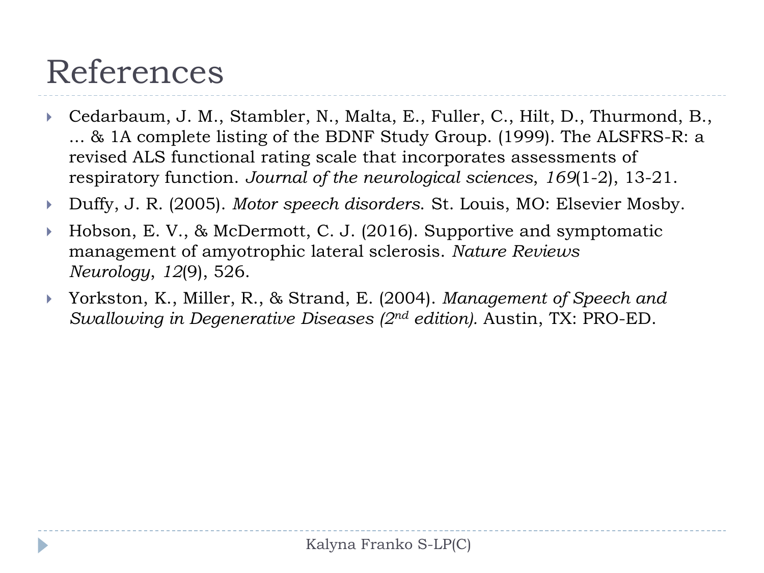# References

- Cedarbaum, J. M., Stambler, N., Malta, E., Fuller, C., Hilt, D., Thurmond, B., ... & 1A complete listing of the BDNF Study Group. (1999). The ALSFRS-R: a revised ALS functional rating scale that incorporates assessments of respiratory function. *Journal of the neurological sciences*, *169*(1-2), 13-21.
- Duffy, J. R. (2005). *Motor speech disorders*. St. Louis, MO: Elsevier Mosby.
- Hobson, E. V., & McDermott, C. J. (2016). Supportive and symptomatic management of amyotrophic lateral sclerosis. *Nature Reviews Neurology*, *12*(9), 526.
- Yorkston, K., Miller, R., & Strand, E. (2004). *Management of Speech and Swallowing in Degenerative Diseases (2nd edition).* Austin, TX: PRO-ED.

Kalyna Franko S-LP(C)